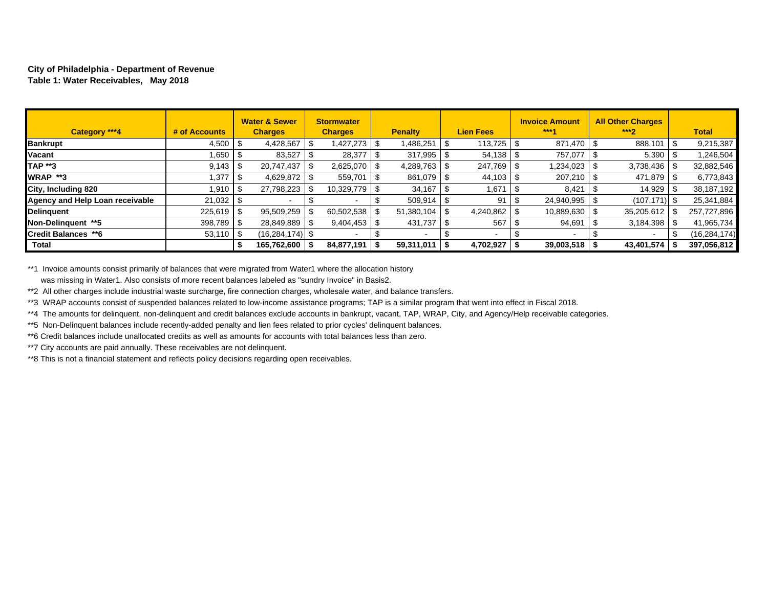**City of Philadelphia - Department of Revenue**
**Table 1: Water Receivables, May 2018**

| Category ***4 | # of Accounts | Water & Sewer Charges | Stormwater Charges | Penalty | Lien Fees | Invoice Amount ***1 | All Other Charges ***2 | Total |
|---|---|---|---|---|---|---|---|---|
| **Bankrupt** | 4,500 | $ 4,428,567 | $ 1,427,273 | $ 1,486,251 | $ 113,725 | $ 871,470 | $ 888,101 | $ 9,215,387 |
| **Vacant** | 1,650 | $ 83,527 | $ 28,377 | $ 317,995 | $ 54,138 | $ 757,077 | $ 5,390 | $ 1,246,504 |
| **TAP **3** | 9,143 | $ 20,747,437 | $ 2,625,070 | $ 4,289,763 | $ 247,769 | $ 1,234,023 | $ 3,738,436 | $ 32,882,546 |
| **WRAP **3** | 1,377 | $ 4,629,872 | $ 559,701 | $ 861,079 | $ 44,103 | $ 207,210 | $ 471,879 | $ 6,773,843 |
| **City, Including 820** | 1,910 | $ 27,798,223 | $ 10,329,779 | $ 34,167 | $ 1,671 | $ 8,421 | $ 14,929 | $ 38,187,192 |
| **Agency and Help Loan receivable** | 21,032 | $ - | $ - | $ 509,914 | $ 91 | $ 24,940,995 | $ (107,171) | $ 25,341,884 |
| **Delinquent** | 225,619 | $ 95,509,259 | $ 60,502,538 | $ 51,380,104 | $ 4,240,862 | $ 10,889,630 | $ 35,205,612 | $ 257,727,896 |
| **Non-Delinquent **5** | 398,789 | $ 28,849,889 | $ 9,404,453 | $ 431,737 | $ 567 | $ 94,691 | $ 3,184,398 | $ 41,965,734 |
| **Credit Balances **6** | 53,110 | $ (16,284,174) | $ - | $ - | $ - | $ - | $ - | $ (16,284,174) |
| **Total** | | **$ 165,762,600** | **$ 84,877,191** | **$ 59,311,011** | **$ 4,702,927** | **$ 39,003,518** | **$ 43,401,574** | **$ 397,056,812** |

**1 Invoice amounts consist primarily of balances that were migrated from Water1 where the allocation history was missing in Water1. Also consists of more recent balances labeled as "sundry Invoice" in Basis2.

**2 All other charges include industrial waste surcharge, fire connection charges, wholesale water, and balance transfers.

**3 WRAP accounts consist of suspended balances related to low-income assistance programs; TAP is a similar program that went into effect in Fiscal 2018.

**4 The amounts for delinquent, non-delinquent and credit balances exclude accounts in bankrupt, vacant, TAP, WRAP, City, and Agency/Help receivable categories.

**5 Non-Delinquent balances include recently-added penalty and lien fees related to prior cycles' delinquent balances.

**6 Credit balances include unallocated credits as well as amounts for accounts with total balances less than zero.

**7 City accounts are paid annually. These receivables are not delinquent.

**8 This is not a financial statement and reflects policy decisions regarding open receivables.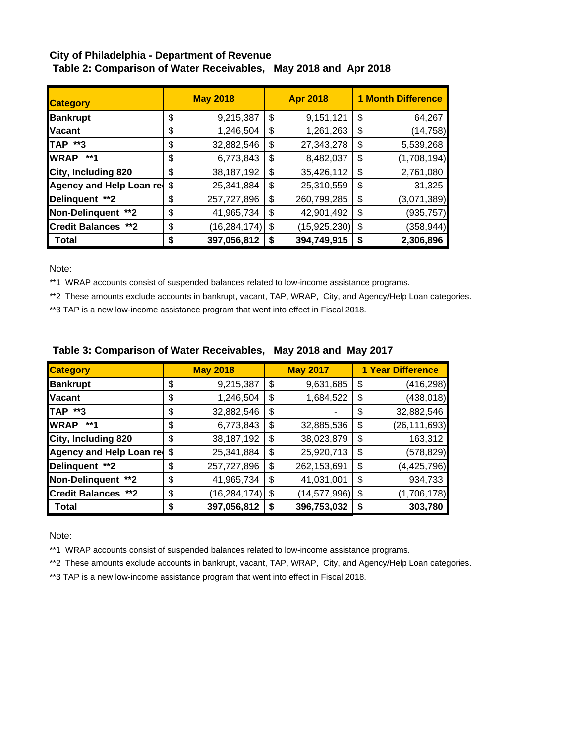**City of Philadelphia - Department of Revenue**

**Table 2: Comparison of Water Receivables, May 2018 and Apr 2018**

| Category | May 2018 | Apr 2018 | 1 Month Difference |
|---|---|---|---|
| **Bankrupt** | $ 9,215,387 | $ 9,151,121 | $ 64,267 |
| **Vacant** | $ 1,246,504 | $ 1,261,263 | $ (14,758) |
| **TAP \*\*3** | $ 32,882,546 | $ 27,343,278 | $ 5,539,268 |
| **WRAP \*\*1** | $ 6,773,843 | $ 8,482,037 | $ (1,708,194) |
| **City, Including 820** | $ 38,187,192 | $ 35,426,112 | $ 2,761,080 |
| **Agency and Help Loan re** | $ 25,341,884 | $ 25,310,559 | $ 31,325 |
| **Delinquent \*\*2** | $ 257,727,896 | $ 260,799,285 | $ (3,071,389) |
| **Non-Delinquent \*\*2** | $ 41,965,734 | $ 42,901,492 | $ (935,757) |
| **Credit Balances \*\*2** | $ (16,284,174) | $ (15,925,230) | $ (358,944) |
| **Total** | **$ 397,056,812** | **$ 394,749,915** | **$ 2,306,896** |

Note:

**1 WRAP accounts consist of suspended balances related to low-income assistance programs.

**2 These amounts exclude accounts in bankrupt, vacant, TAP, WRAP, City, and Agency/Help Loan categories.

**3 TAP is a new low-income assistance program that went into effect in Fiscal 2018.

**Table 3: Comparison of Water Receivables, May 2018 and May 2017**

| Category | May 2018 | May 2017 | 1 Year Difference |
|---|---|---|---|
| **Bankrupt** | $ 9,215,387 | $ 9,631,685 | $ (416,298) |
| **Vacant** | $ 1,246,504 | $ 1,684,522 | $ (438,018) |
| **TAP \*\*3** | $ 32,882,546 | $ - | $ 32,882,546 |
| **WRAP \*\*1** | $ 6,773,843 | $ 32,885,536 | $ (26,111,693) |
| **City, Including 820** | $ 38,187,192 | $ 38,023,879 | $ 163,312 |
| **Agency and Help Loan re** | $ 25,341,884 | $ 25,920,713 | $ (578,829) |
| **Delinquent \*\*2** | $ 257,727,896 | $ 262,153,691 | $ (4,425,796) |
| **Non-Delinquent \*\*2** | $ 41,965,734 | $ 41,031,001 | $ 934,733 |
| **Credit Balances \*\*2** | $ (16,284,174) | $ (14,577,996) | $ (1,706,178) |
| **Total** | **$ 397,056,812** | **$ 396,753,032** | **$ 303,780** |

Note:

**1 WRAP accounts consist of suspended balances related to low-income assistance programs.

**2 These amounts exclude accounts in bankrupt, vacant, TAP, WRAP, City, and Agency/Help Loan categories.

**3 TAP is a new low-income assistance program that went into effect in Fiscal 2018.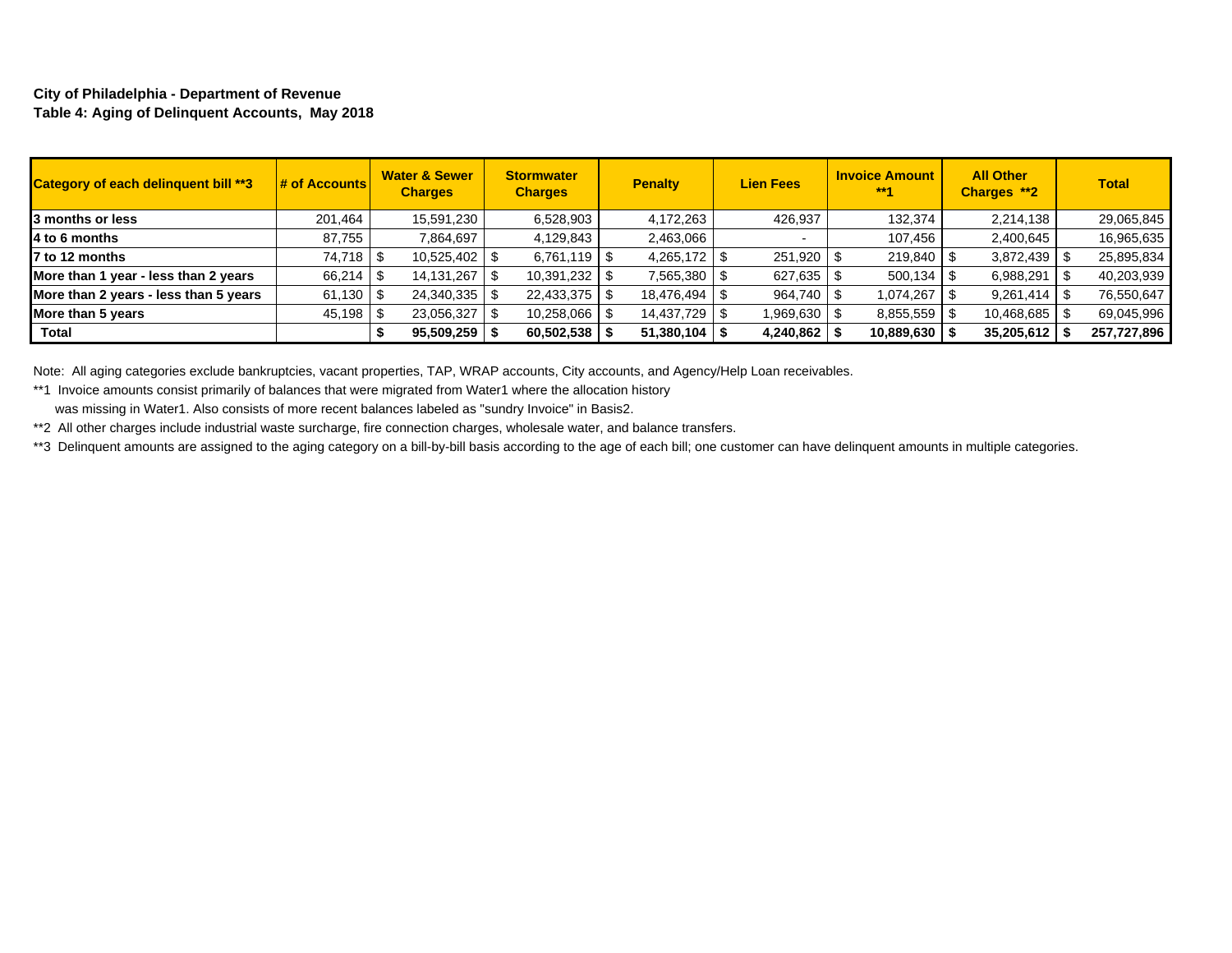**City of Philadelphia - Department of Revenue**
**Table 4: Aging of Delinquent Accounts, May 2018**

| Category of each delinquent bill **3 | # of Accounts | Water & Sewer Charges | Stormwater Charges | Penalty | Lien Fees | Invoice Amount **1 | All Other Charges **2 | Total |
|---|---|---|---|---|---|---|---|---|
| **3 months or less** | 201,464 | 15,591,230 | 6,528,903 | 4,172,263 | 426,937 | 132,374 | 2,214,138 | 29,065,845 |
| **4 to 6 months** | 87,755 | 7,864,697 | 4,129,843 | 2,463,066 | - | 107,456 | 2,400,645 | 16,965,635 |
| **7 to 12 months** | 74,718 | $ 10,525,402 | $ 6,761,119 | $ 4,265,172 | $ 251,920 | $ 219,840 | $ 3,872,439 | $ 25,895,834 |
| **More than 1 year - less than 2 years** | 66,214 | $ 14,131,267 | $ 10,391,232 | $ 7,565,380 | $ 627,635 | $ 500,134 | $ 6,988,291 | $ 40,203,939 |
| **More than 2 years - less than 5 years** | 61,130 | $ 24,340,335 | $ 22,433,375 | $ 18,476,494 | $ 964,740 | $ 1,074,267 | $ 9,261,414 | $ 76,550,647 |
| **More than 5 years** | 45,198 | $ 23,056,327 | $ 10,258,066 | $ 14,437,729 | $ 1,969,630 | $ 8,855,559 | $ 10,468,685 | $ 69,045,996 |
| **Total** | | **$ 95,509,259** | **$ 60,502,538** | **$ 51,380,104** | **$ 4,240,862** | **$ 10,889,630** | **$ 35,205,612** | **$ 257,727,896** |

Note: All aging categories exclude bankruptcies, vacant properties, TAP, WRAP accounts, City accounts, and Agency/Help Loan receivables.

**1 Invoice amounts consist primarily of balances that were migrated from Water1 where the allocation history was missing in Water1. Also consists of more recent balances labeled as "sundry Invoice" in Basis2.

**2 All other charges include industrial waste surcharge, fire connection charges, wholesale water, and balance transfers.

**3 Delinquent amounts are assigned to the aging category on a bill-by-bill basis according to the age of each bill; one customer can have delinquent amounts in multiple categories.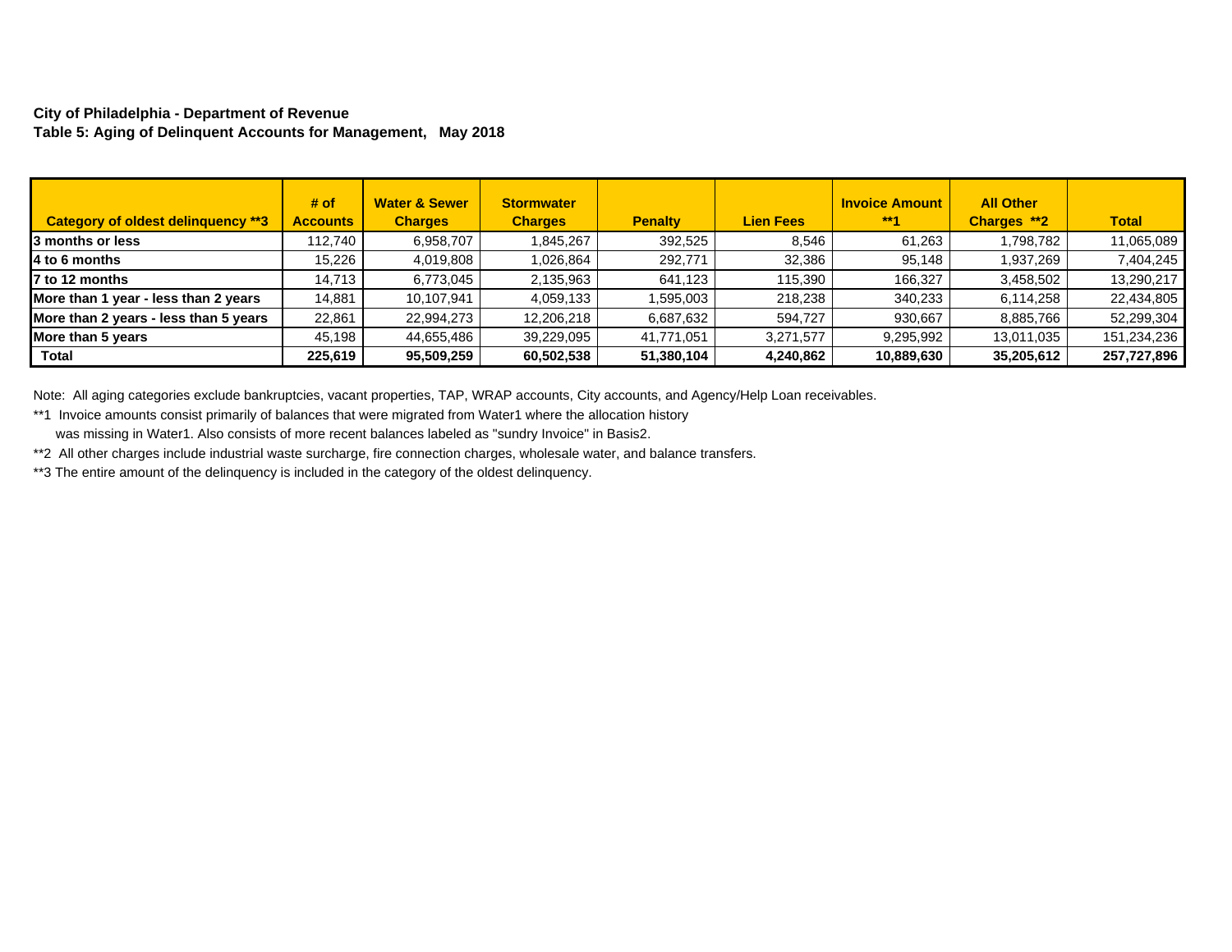**City of Philadelphia - Department of Revenue**

**Table 5: Aging of Delinquent Accounts for Management, May 2018**

| Category of oldest delinquency **3 | # of Accounts | Water & Sewer Charges | Stormwater Charges | Penalty | Lien Fees | Invoice Amount **1 | All Other Charges **2 | Total |
|---|---|---|---|---|---|---|---|---|
| **3 months or less** | 112,740 | 6,958,707 | 1,845,267 | 392,525 | 8,546 | 61,263 | 1,798,782 | 11,065,089 |
| **4 to 6 months** | 15,226 | 4,019,808 | 1,026,864 | 292,771 | 32,386 | 95,148 | 1,937,269 | 7,404,245 |
| **7 to 12 months** | 14,713 | 6,773,045 | 2,135,963 | 641,123 | 115,390 | 166,327 | 3,458,502 | 13,290,217 |
| **More than 1 year - less than 2 years** | 14,881 | 10,107,941 | 4,059,133 | 1,595,003 | 218,238 | 340,233 | 6,114,258 | 22,434,805 |
| **More than 2 years - less than 5 years** | 22,861 | 22,994,273 | 12,206,218 | 6,687,632 | 594,727 | 930,667 | 8,885,766 | 52,299,304 |
| **More than 5 years** | 45,198 | 44,655,486 | 39,229,095 | 41,771,051 | 3,271,577 | 9,295,992 | 13,011,035 | 151,234,236 |
| **Total** | **225,619** | **95,509,259** | **60,502,538** | **51,380,104** | **4,240,862** | **10,889,630** | **35,205,612** | **257,727,896** |

Note: All aging categories exclude bankruptcies, vacant properties, TAP, WRAP accounts, City accounts, and Agency/Help Loan receivables.

**1 Invoice amounts consist primarily of balances that were migrated from Water1 where the allocation history was missing in Water1. Also consists of more recent balances labeled as "sundry Invoice" in Basis2.

**2 All other charges include industrial waste surcharge, fire connection charges, wholesale water, and balance transfers.

**3 The entire amount of the delinquency is included in the category of the oldest delinquency.